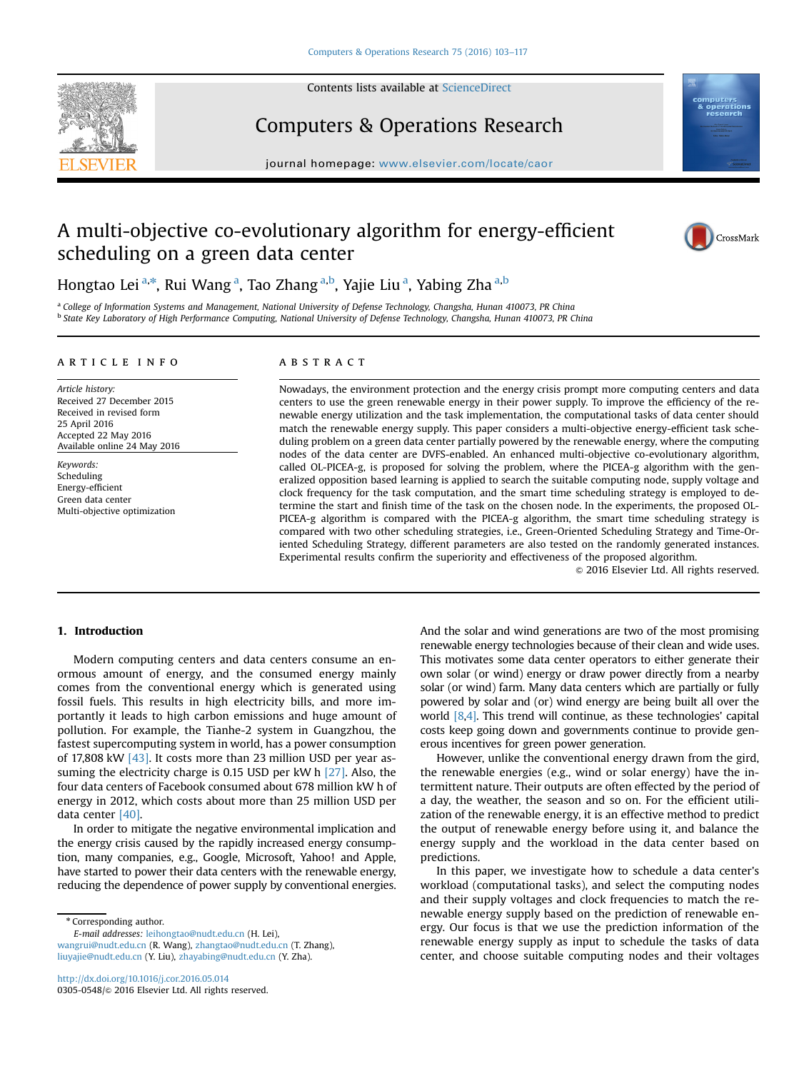# A multi-objective co-evolutionary algorithm for energy-efficient scheduling on a green data center

Hongtao Lei [a,*], Rui Wang [a], Tao Zhang [a,b], Yajie Liu [a], Yabing Zha [a,b]

[a] College of Information Systems and Management, National University of Defense Technology, Changsha, Hunan 410073, PR China
[b] State Key Laboratory of High Performance Computing, National University of Defense Technology, Changsha, Hunan 410073, PR China

## ARTICLE INFO

*Article history:*
Received 27 December 2015
Received in revised form
25 April 2016
Accepted 22 May 2016
Available online 24 May 2016

*Keywords:*
Scheduling
Energy-efficient
Green data center
Multi-objective optimization

## ABSTRACT

Nowadays, the environment protection and the energy crisis prompt more computing centers and data centers to use the green renewable energy in their power supply. To improve the efficiency of the renewable energy utilization and the task implementation, the computational tasks of data center should match the renewable energy supply. This paper considers a multi-objective energy-efficient task scheduling problem on a green data center partially powered by the renewable energy, where the computing nodes of the data center are DVFS-enabled. An enhanced multi-objective co-evolutionary algorithm, called OL-PICEA-g, is proposed for solving the problem, where the PICEA-g algorithm with the generalized opposition based learning is applied to search the suitable computing node, supply voltage and clock frequency for the task computation, and the smart time scheduling strategy is employed to determine the start and finish time of the task on the chosen node. In the experiments, the proposed OL-PICEA-g algorithm is compared with the PICEA-g algorithm, the smart time scheduling strategy is compared with two other scheduling strategies, i.e., Green-Oriented Scheduling Strategy and Time-Oriented Scheduling Strategy, different parameters are also tested on the randomly generated instances. Experimental results confirm the superiority and effectiveness of the proposed algorithm.

© 2016 Elsevier Ltd. All rights reserved.

## 1. Introduction

Modern computing centers and data centers consume an enormous amount of energy, and the consumed energy mainly comes from the conventional energy which is generated using fossil fuels. This results in high electricity bills, and more importantly it leads to high carbon emissions and huge amount of pollution. For example, the Tianhe-2 system in Guangzhou, the fastest supercomputing system in world, has a power consumption of 17,808 kW [43]. It costs more than 23 million USD per year assuming the electricity charge is 0.15 USD per kW h [27]. Also, the four data centers of Facebook consumed about 678 million kW h of energy in 2012, which costs about more than 25 million USD per data center [40].

In order to mitigate the negative environmental implication and the energy crisis caused by the rapidly increased energy consumption, many companies, e.g., Google, Microsoft, Yahoo! and Apple, have started to power their data centers with the renewable energy, reducing the dependence of power supply by conventional energies. And the solar and wind generations are two of the most promising renewable energy technologies because of their clean and wide uses. This motivates some data center operators to either generate their own solar (or wind) energy or draw power directly from a nearby solar (or wind) farm. Many data centers which are partially or fully powered by solar and (or) wind energy are being built all over the world [8,4]. This trend will continue, as these technologies' capital costs keep going down and governments continue to provide generous incentives for green power generation.

However, unlike the conventional energy drawn from the gird, the renewable energies (e.g., wind or solar energy) have the intermittent nature. Their outputs are often effected by the period of a day, the weather, the season and so on. For the efficient utilization of the renewable energy, it is an effective method to predict the output of renewable energy before using it, and balance the energy supply and the workload in the data center based on predictions.

In this paper, we investigate how to schedule a data center's workload (computational tasks), and select the computing nodes and their supply voltages and clock frequencies to match the renewable energy supply based on the prediction of renewable energy. Our focus is that we use the prediction information of the renewable energy supply as input to schedule the tasks of data center, and choose suitable computing nodes and their voltages

* Corresponding author.
*E-mail addresses:* leihongtao@nudt.edu.cn (H. Lei), wangrui@nudt.edu.cn (R. Wang), zhangtao@nudt.edu.cn (T. Zhang), liuyajie@nudt.edu.cn (Y. Liu), zhayabing@nudt.edu.cn (Y. Zha).

http://dx.doi.org/10.1016/j.cor.2016.05.014
0305-0548/© 2016 Elsevier Ltd. All rights reserved.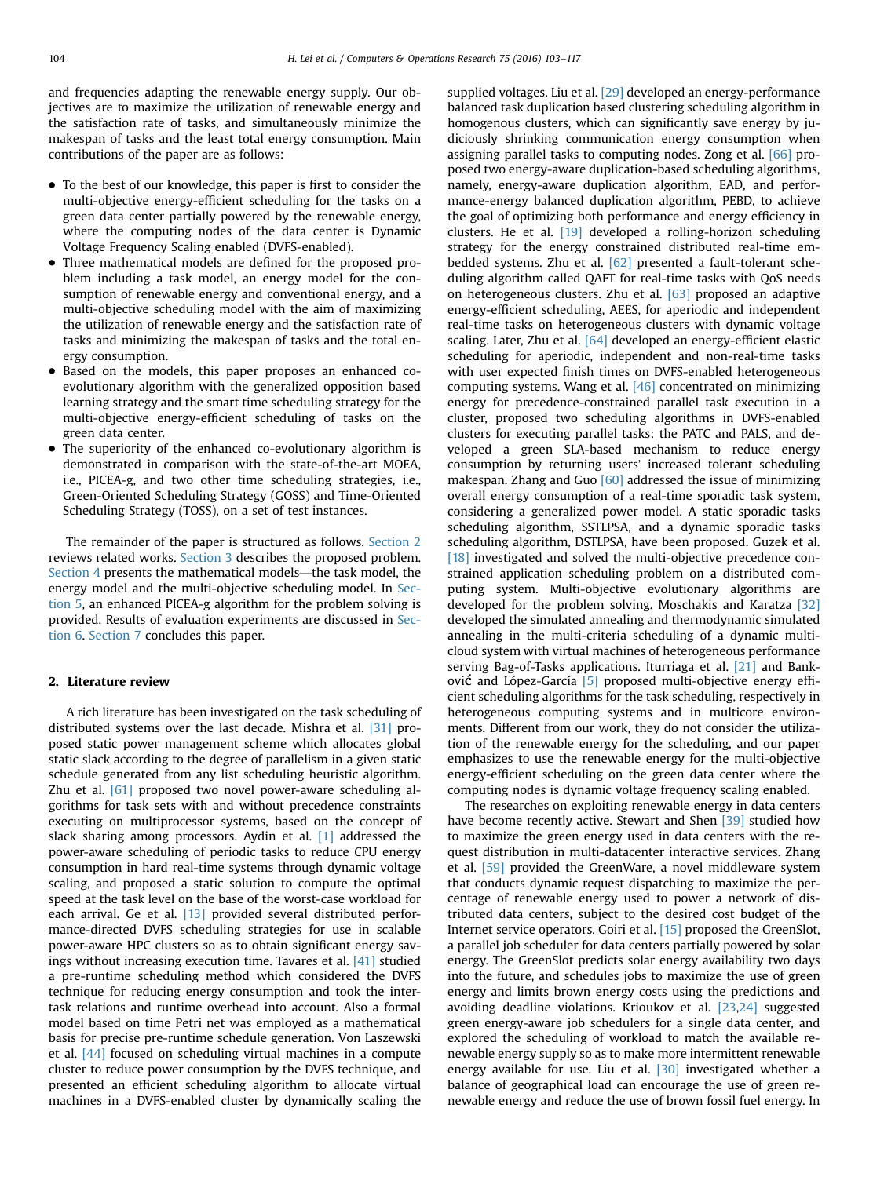and frequencies adapting the renewable energy supply. Our objectives are to maximize the utilization of renewable energy and the satisfaction rate of tasks, and simultaneously minimize the makespan of tasks and the least total energy consumption. Main contributions of the paper are as follows:

- To the best of our knowledge, this paper is first to consider the multi-objective energy-efficient scheduling for the tasks on a green data center partially powered by the renewable energy, where the computing nodes of the data center is Dynamic Voltage Frequency Scaling enabled (DVFS-enabled).
- Three mathematical models are defined for the proposed problem including a task model, an energy model for the consumption of renewable energy and conventional energy, and a multi-objective scheduling model with the aim of maximizing the utilization of renewable energy and the satisfaction rate of tasks and minimizing the makespan of tasks and the total energy consumption.
- Based on the models, this paper proposes an enhanced co-evolutionary algorithm with the generalized opposition based learning strategy and the smart time scheduling strategy for the multi-objective energy-efficient scheduling of tasks on the green data center.
- The superiority of the enhanced co-evolutionary algorithm is demonstrated in comparison with the state-of-the-art MOEA, i.e., PICEA-g, and two other time scheduling strategies, i.e., Green-Oriented Scheduling Strategy (GOSS) and Time-Oriented Scheduling Strategy (TOSS), on a set of test instances.

The remainder of the paper is structured as follows. Section 2 reviews related works. Section 3 describes the proposed problem. Section 4 presents the mathematical models—the task model, the energy model and the multi-objective scheduling model. In Section 5, an enhanced PICEA-g algorithm for the problem solving is provided. Results of evaluation experiments are discussed in Section 6. Section 7 concludes this paper.

## 2. Literature review

A rich literature has been investigated on the task scheduling of distributed systems over the last decade. Mishra et al. [31] proposed static power management scheme which allocates global static slack according to the degree of parallelism in a given static schedule generated from any list scheduling heuristic algorithm. Zhu et al. [61] proposed two novel power-aware scheduling algorithms for task sets with and without precedence constraints executing on multiprocessor systems, based on the concept of slack sharing among processors. Aydin et al. [1] addressed the power-aware scheduling of periodic tasks to reduce CPU energy consumption in hard real-time systems through dynamic voltage scaling, and proposed a static solution to compute the optimal speed at the task level on the base of the worst-case workload for each arrival. Ge et al. [13] provided several distributed performance-directed DVFS scheduling strategies for use in scalable power-aware HPC clusters so as to obtain significant energy savings without increasing execution time. Tavares et al. [41] studied a pre-runtime scheduling method which considered the DVFS technique for reducing energy consumption and took the inter-task relations and runtime overhead into account. Also a formal model based on time Petri net was employed as a mathematical basis for precise pre-runtime schedule generation. Von Laszewski et al. [44] focused on scheduling virtual machines in a compute cluster to reduce power consumption by the DVFS technique, and presented an efficient scheduling algorithm to allocate virtual machines in a DVFS-enabled cluster by dynamically scaling the supplied voltages. Liu et al. [29] developed an energy-performance balanced task duplication based clustering scheduling algorithm in homogenous clusters, which can significantly save energy by judiciously shrinking communication energy consumption when assigning parallel tasks to computing nodes. Zong et al. [66] proposed two energy-aware duplication-based scheduling algorithms, namely, energy-aware duplication algorithm, EAD, and performance-energy balanced duplication algorithm, PEBD, to achieve the goal of optimizing both performance and energy efficiency in clusters. He et al. [19] developed a rolling-horizon scheduling strategy for the energy constrained distributed real-time embedded systems. Zhu et al. [62] presented a fault-tolerant scheduling algorithm called QAFT for real-time tasks with QoS needs on heterogeneous clusters. Zhu et al. [63] proposed an adaptive energy-efficient scheduling, AEES, for aperiodic and independent real-time tasks on heterogeneous clusters with dynamic voltage scaling. Later, Zhu et al. [64] developed an energy-efficient elastic scheduling for aperiodic, independent and non-real-time tasks with user expected finish times on DVFS-enabled heterogeneous computing systems. Wang et al. [46] concentrated on minimizing energy for precedence-constrained parallel task execution in a cluster, proposed two scheduling algorithms in DVFS-enabled clusters for executing parallel tasks: the PATC and PALS, and developed a green SLA-based mechanism to reduce energy consumption by returning users' increased tolerant scheduling makespan. Zhang and Guo [60] addressed the issue of minimizing overall energy consumption of a real-time sporadic task system, considering a generalized power model. A static sporadic tasks scheduling algorithm, SSTLPSA, and a dynamic sporadic tasks scheduling algorithm, DSTLPSA, have been proposed. Guzek et al. [18] investigated and solved the multi-objective precedence constrained application scheduling problem on a distributed computing system. Multi-objective evolutionary algorithms are developed for the problem solving. Moschakis and Karatza [32] developed the simulated annealing and thermodynamic simulated annealing in the multi-criteria scheduling of a dynamic multi-cloud system with virtual machines of heterogeneous performance serving Bag-of-Tasks applications. Iturriaga et al. [21] and Bankovič and López-García [5] proposed multi-objective energy efficient scheduling algorithms for the task scheduling, respectively in heterogeneous computing systems and in multicore environments. Different from our work, they do not consider the utilization of the renewable energy for the scheduling, and our paper emphasizes to use the renewable energy for the multi-objective energy-efficient scheduling on the green data center where the computing nodes is dynamic voltage frequency scaling enabled.

The researches on exploiting renewable energy in data centers have become recently active. Stewart and Shen [39] studied how to maximize the green energy used in data centers with the request distribution in multi-datacenter interactive services. Zhang et al. [59] provided the GreenWare, a novel middleware system that conducts dynamic request dispatching to maximize the percentage of renewable energy used to power a network of distributed data centers, subject to the desired cost budget of the Internet service operators. Goiri et al. [15] proposed the GreenSlot, a parallel job scheduler for data centers partially powered by solar energy. The GreenSlot predicts solar energy availability two days into the future, and schedules jobs to maximize the use of green energy and limits brown energy costs using the predictions and avoiding deadline violations. Krioukov et al. [23,24] suggested green energy-aware job schedulers for a single data center, and explored the scheduling of workload to match the available renewable energy supply so as to make more intermittent renewable energy available for use. Liu et al. [30] investigated whether a balance of geographical load can encourage the use of green renewable energy and reduce the use of brown fossil fuel energy. In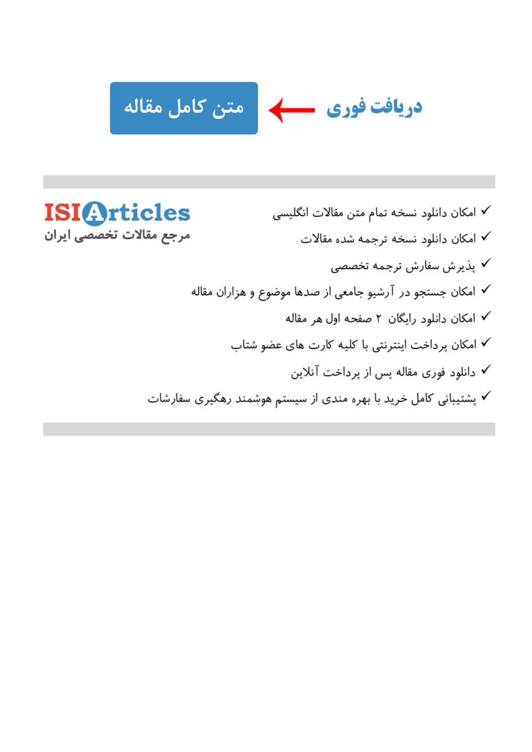دریافت فوری ← **متن کامل مقاله**

**ISIArticles**
مرجع مقالات تخصصی ایران

- ✓ امکان دانلود نسخه تمام متن مقالات انگلیسی
- ✓ امکان دانلود نسخه ترجمه شده مقالات
- ✓ پذیرش سفارش ترجمه تخصصی
- ✓ امکان جستجو در آرشیو جامعی از صدها موضوع و هزاران مقاله
- ✓ امکان دانلود رایگان ۲ صفحه اول هر مقاله
- ✓ امکان پرداخت اینترنتی با کلیه کارت های عضو شتاب
- ✓ دانلود فوری مقاله پس از پرداخت آنلاین
- ✓ پشتیبانی کامل خرید با بهره مندی از سیستم هوشمند رهگیری سفارشات